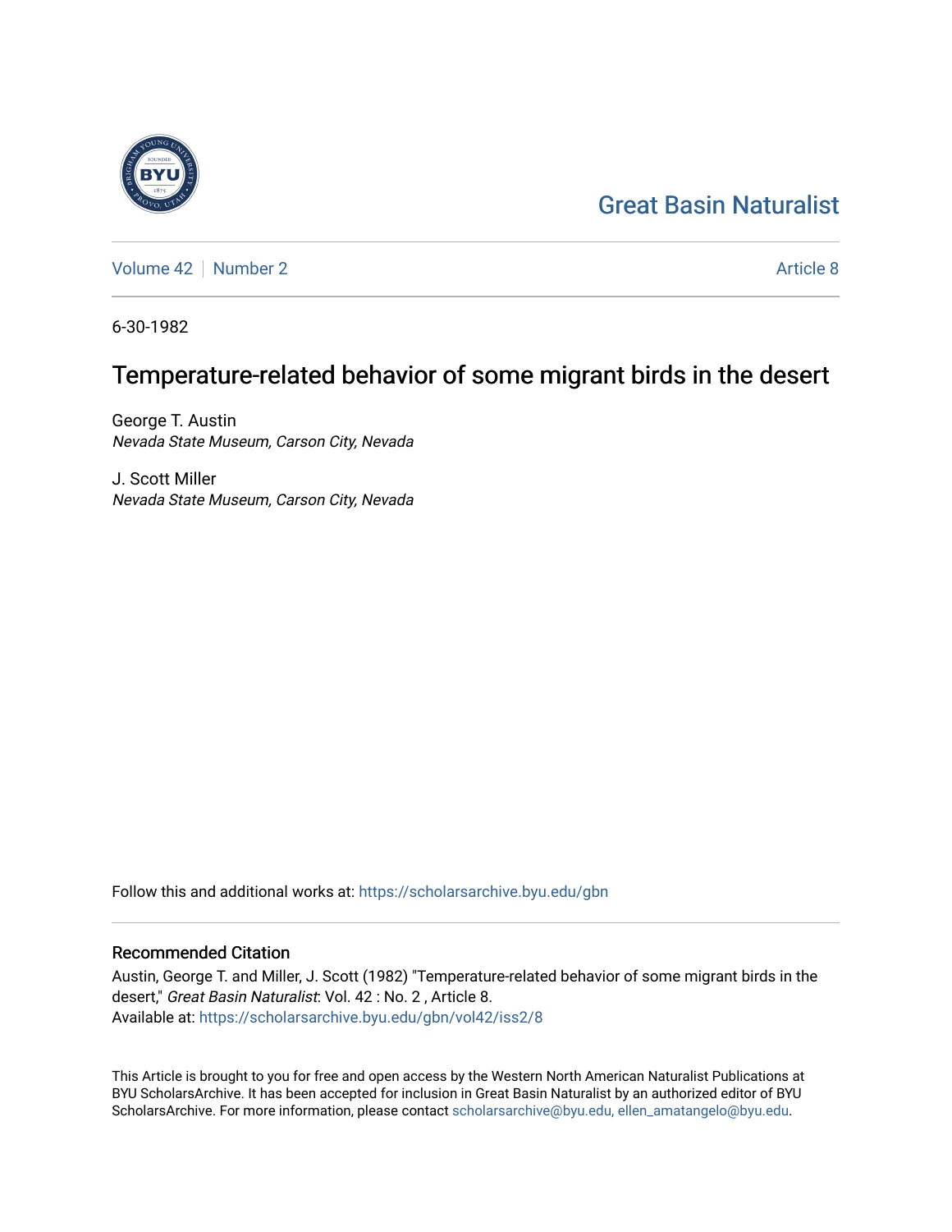Great Basin Naturalist

Volume 42 | Number 2 — Article 8

6-30-1982

# Temperature-related behavior of some migrant birds in the desert

George T. Austin
*Nevada State Museum, Carson City, Nevada*

J. Scott Miller
*Nevada State Museum, Carson City, Nevada*

Follow this and additional works at: https://scholarsarchive.byu.edu/gbn

## Recommended Citation

Austin, George T. and Miller, J. Scott (1982) "Temperature-related behavior of some migrant birds in the desert," *Great Basin Naturalist*: Vol. 42 : No. 2 , Article 8.
Available at: https://scholarsarchive.byu.edu/gbn/vol42/iss2/8

This Article is brought to you for free and open access by the Western North American Naturalist Publications at BYU ScholarsArchive. It has been accepted for inclusion in Great Basin Naturalist by an authorized editor of BYU ScholarsArchive. For more information, please contact scholarsarchive@byu.edu, ellen_amatangelo@byu.edu.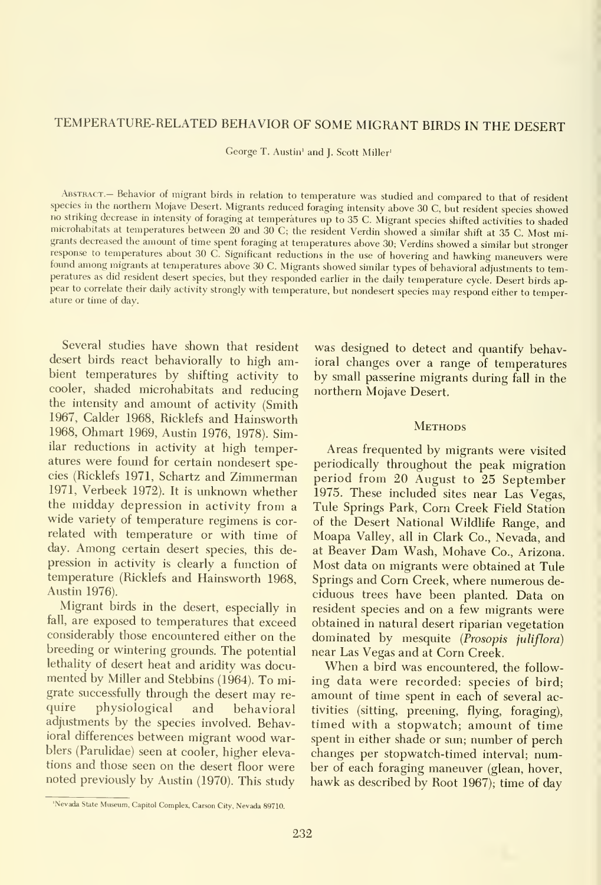# TEMPERATURE-RELATED BEHAVIOR OF SOME MIGRANT BIRDS IN THE DESERT

George T. Austin[1] and J. Scott Miller[1]

Abstract.— Behavior of migrant birds in relation to temperature was studied and compared to that of resident species in the northern Mojave Desert. Migrants reduced foraging intensity above 30 C, but resident species showed no striking decrease in intensity of foraging at temperatures up to 35 C. Migrant species shifted activities to shaded microhabitats at temperatures between 20 and 30 C; the resident Verdin showed a similar shift at 35 C. Most migrants decreased the amount of time spent foraging at temperatures above 30; Verdins showed a similar but stronger response to temperatures about 30 C. Significant reductions in the use of hovering and hawking maneuvers were found among migrants at temperatures above 30 C. Migrants showed similar types of behavioral adjustments to temperatures as did resident desert species, but they responded earlier in the daily temperature cycle. Desert birds appear to correlate their daily activity strongly with temperature, but nondesert species may respond either to temperature or time of day.

Several studies have shown that resident desert birds react behaviorally to high ambient temperatures by shifting activity to cooler, shaded microhabitats and reducing the intensity and amount of activity (Smith 1967, Calder 1968, Ricklefs and Hainsworth 1968, Ohmart 1969, Austin 1976, 1978). Similar reductions in activity at high temperatures were found for certain nondesert species (Ricklefs 1971, Schartz and Zimmerman 1971, Verbeek 1972). It is unknown whether the midday depression in activity from a wide variety of temperature regimens is correlated with temperature or with time of day. Among certain desert species, this depression in activity is clearly a function of temperature (Ricklefs and Hainsworth 1968, Austin 1976).

Migrant birds in the desert, especially in fall, are exposed to temperatures that exceed considerably those encountered either on the breeding or wintering grounds. The potential lethality of desert heat and aridity was documented by Miller and Stebbins (1964). To migrate successfully through the desert may require physiological and behavioral adjustments by the species involved. Behavioral differences between migrant wood warblers (Parulidae) seen at cooler, higher elevations and those seen on the desert floor were noted previously by Austin (1970). This study was designed to detect and quantify behavioral changes over a range of temperatures by small passerine migrants during fall in the northern Mojave Desert.

## Methods

Areas frequented by migrants were visited periodically throughout the peak migration period from 20 August to 25 September 1975. These included sites near Las Vegas, Tule Springs Park, Corn Creek Field Station of the Desert National Wildlife Range, and Moapa Valley, all in Clark Co., Nevada, and at Beaver Dam Wash, Mohave Co., Arizona. Most data on migrants were obtained at Tule Springs and Corn Creek, where numerous deciduous trees have been planted. Data on resident species and on a few migrants were obtained in natural desert riparian vegetation dominated by mesquite (*Prosopis juliflora*) near Las Vegas and at Corn Creek.

When a bird was encountered, the following data were recorded: species of bird; amount of time spent in each of several activities (sitting, preening, flying, foraging), timed with a stopwatch; amount of time spent in either shade or sun; number of perch changes per stopwatch-timed interval; number of each foraging maneuver (glean, hover, hawk as described by Root 1967); time of day

[1]Nevada State Museum, Capitol Complex, Carson City, Nevada 89710.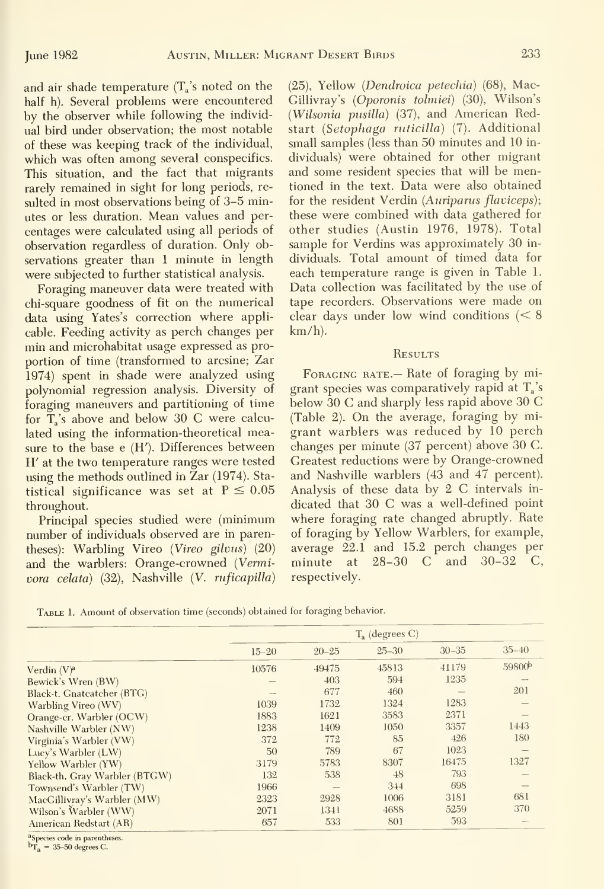and air shade temperature ($T_a$'s noted on the half h). Several problems were encountered by the observer while following the individual bird under observation; the most notable of these was keeping track of the individual, which was often among several conspecifics. This situation, and the fact that migrants rarely remained in sight for long periods, resulted in most observations being of 3–5 minutes or less duration. Mean values and percentages were calculated using all periods of observation regardless of duration. Only observations greater than 1 minute in length were subjected to further statistical analysis.

Foraging maneuver data were treated with chi-square goodness of fit on the numerical data using Yates's correction where applicable. Feeding activity as perch changes per min and microhabitat usage expressed as proportion of time (transformed to arcsine; Zar 1974) spent in shade were analyzed using polynomial regression analysis. Diversity of foraging maneuvers and partitioning of time for $T_a$'s above and below 30 C were calculated using the information-theoretical measure to the base e (H′). Differences between H′ at the two temperature ranges were tested using the methods outlined in Zar (1974). Statistical significance was set at $P \leq 0.05$ throughout.

Principal species studied were (minimum number of individuals observed are in parentheses): Warbling Vireo (*Vireo gilvus*) (20) and the warblers: Orange-crowned (*Vermivora celata*) (32), Nashville (*V. ruficapilla*) (25), Yellow (*Dendroica petechia*) (68), MacGillivray's (*Oporonis tolmiei*) (30), Wilson's (*Wilsonia pusilla*) (37), and American Redstart (*Setophaga ruticilla*) (7). Additional small samples (less than 50 minutes and 10 individuals) were obtained for other migrant and some resident species that will be mentioned in the text. Data were also obtained for the resident Verdin (*Auriparus flaviceps*); these were combined with data gathered for other studies (Austin 1976, 1978). Total sample for Verdins was approximately 30 individuals. Total amount of timed data for each temperature range is given in Table 1. Data collection was facilitated by the use of tape recorders. Observations were made on clear days under low wind conditions (< 8 km/h).

## Results

Foraging rate.— Rate of foraging by migrant species was comparatively rapid at $T_a$'s below 30 C and sharply less rapid above 30 C (Table 2). On the average, foraging by migrant warblers was reduced by 10 perch changes per minute (37 percent) above 30 C. Greatest reductions were by Orange-crowned and Nashville warblers (43 and 47 percent). Analysis of these data by 2 C intervals indicated that 30 C was a well-defined point where foraging rate changed abruptly. Rate of foraging by Yellow Warblers, for example, average 22.1 and 15.2 perch changes per minute at 28–30 C and 30–32 C, respectively.

Table 1. Amount of observation time (seconds) obtained for foraging behavior.

| | $T_a$ (degrees C) | | | | |
|---|---|---|---|---|---|
| | 15–20 | 20–25 | 25–30 | 30–35 | 35–40 |
| Verdin (V)[a] | 10576 | 49475 | 45813 | 41179 | 59800[b] |
| Bewick's Wren (BW) | — | 403 | 594 | 1235 | — |
| Black-t. Gnatcatcher (BTG) | — | 677 | 460 | — | 201 |
| Warbling Vireo (WV) | 1039 | 1732 | 1324 | 1283 | — |
| Orange-cr. Warbler (OCW) | 1883 | 1621 | 3583 | 2371 | — |
| Nashville Warbler (NW) | 1238 | 1409 | 1050 | 3357 | 1443 |
| Virginia's Warbler (VW) | 372 | 772 | 85 | 426 | 180 |
| Lucy's Warbler (LW) | 50 | 789 | 67 | 1023 | — |
| Yellow Warbler (YW) | 3179 | 5783 | 8307 | 16475 | 1327 |
| Black-th. Gray Warbler (BTGW) | 132 | 538 | 48 | 793 | — |
| Townsend's Warbler (TW) | 1966 | — | 344 | 698 | — |
| MacGillivray's Warbler (MW) | 2323 | 2928 | 1006 | 3181 | 681 |
| Wilson's Warbler (WW) | 2071 | 1341 | 4688 | 5259 | 370 |
| American Redstart (AR) | 657 | 533 | 801 | 593 | — |

[a]Species code in parentheses.
[b]$T_a$ = 35–50 degrees C.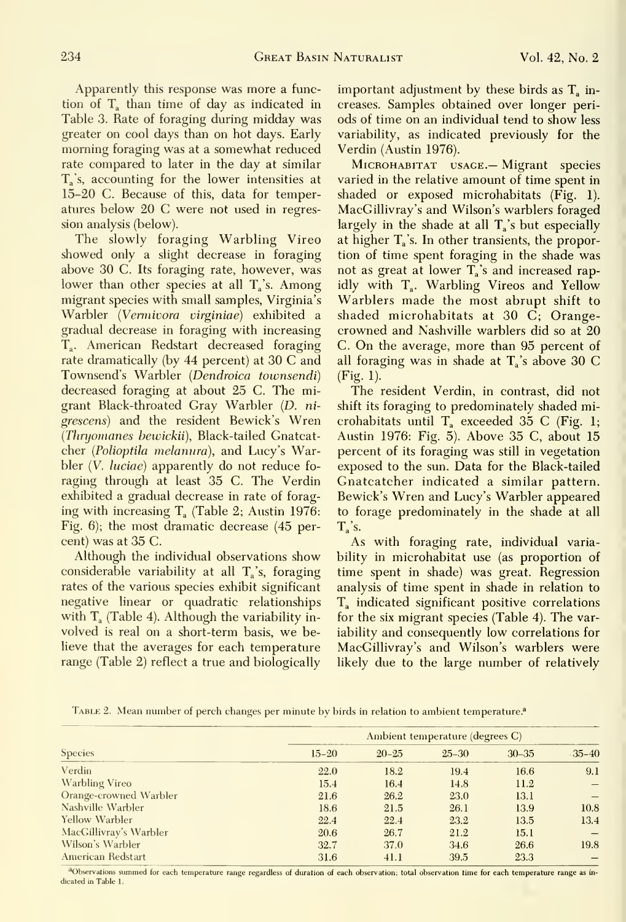Apparently this response was more a function of $T_a$ than time of day as indicated in Table 3. Rate of foraging during midday was greater on cool days than on hot days. Early morning foraging was at a somewhat reduced rate compared to later in the day at similar $T_a$'s, accounting for the lower intensities at 15–20 C. Because of this, data for temperatures below 20 C were not used in regression analysis (below).

The slowly foraging Warbling Vireo showed only a slight decrease in foraging above 30 C. Its foraging rate, however, was lower than other species at all $T_a$'s. Among migrant species with small samples, Virginia's Warbler (*Vermivora virginiae*) exhibited a gradual decrease in foraging with increasing $T_a$. American Redstart decreased foraging rate dramatically (by 44 percent) at 30 C and Townsend's Warbler (*Dendroica townsendi*) decreased foraging at about 25 C. The migrant Black-throated Gray Warbler (*D. nigrescens*) and the resident Bewick's Wren (*Thryomanes bewickii*), Black-tailed Gnatcatcher (*Polioptila melanura*), and Lucy's Warbler (*V. luciae*) apparently do not reduce foraging through at least 35 C. The Verdin exhibited a gradual decrease in rate of foraging with increasing $T_a$ (Table 2; Austin 1976: Fig. 6); the most dramatic decrease (45 percent) was at 35 C.

Although the individual observations show considerable variability at all $T_a$'s, foraging rates of the various species exhibit significant negative linear or quadratic relationships with $T_a$ (Table 4). Although the variability involved is real on a short-term basis, we believe that the averages for each temperature range (Table 2) reflect a true and biologically important adjustment by these birds as $T_a$ increases. Samples obtained over longer periods of time on an individual tend to show less variability, as indicated previously for the Verdin (Austin 1976).

Microhabitat usage.— Migrant species varied in the relative amount of time spent in shaded or exposed microhabitats (Fig. 1). MacGillivray's and Wilson's warblers foraged largely in the shade at all $T_a$'s but especially at higher $T_a$'s. In other transients, the proportion of time spent foraging in the shade was not as great at lower $T_a$'s and increased rapidly with $T_a$. Warbling Vireos and Yellow Warblers made the most abrupt shift to shaded microhabitats at 30 C; Orange-crowned and Nashville warblers did so at 20 C. On the average, more than 95 percent of all foraging was in shade at $T_a$'s above 30 C (Fig. 1).

The resident Verdin, in contrast, did not shift its foraging to predominately shaded microhabitats until $T_a$ exceeded 35 C (Fig. 1; Austin 1976: Fig. 5). Above 35 C, about 15 percent of its foraging was still in vegetation exposed to the sun. Data for the Black-tailed Gnatcatcher indicated a similar pattern. Bewick's Wren and Lucy's Warbler appeared to forage predominately in the shade at all $T_a$'s.

As with foraging rate, individual variability in microhabitat use (as proportion of time spent in shade) was great. Regression analysis of time spent in shade in relation to $T_a$ indicated significant positive correlations for the six migrant species (Table 4). The variability and consequently low correlations for MacGillivray's and Wilson's warblers were likely due to the large number of relatively

Table 2. Mean number of perch changes per minute by birds in relation to ambient temperature.[a]

| Species | Ambient temperature (degrees C) | | | | |
|---|---|---|---|---|---|
| | 15–20 | 20–25 | 25–30 | 30–35 | 35–40 |
| Verdin | 22.0 | 18.2 | 19.4 | 16.6 | 9.1 |
| Warbling Vireo | 15.4 | 16.4 | 14.8 | 11.2 | — |
| Orange-crowned Warbler | 21.6 | 26.2 | 23.0 | 13.1 | — |
| Nashville Warbler | 18.6 | 21.5 | 26.1 | 13.9 | 10.8 |
| Yellow Warbler | 22.4 | 22.4 | 23.2 | 13.5 | 13.4 |
| MacGillivray's Warbler | 20.6 | 26.7 | 21.2 | 15.1 | — |
| Wilson's Warbler | 32.7 | 37.0 | 34.6 | 26.6 | 19.8 |
| American Redstart | 31.6 | 41.1 | 39.5 | 23.3 | — |

[a]Observations summed for each temperature range regardless of duration of each observation; total observation time for each temperature range as indicated in Table 1.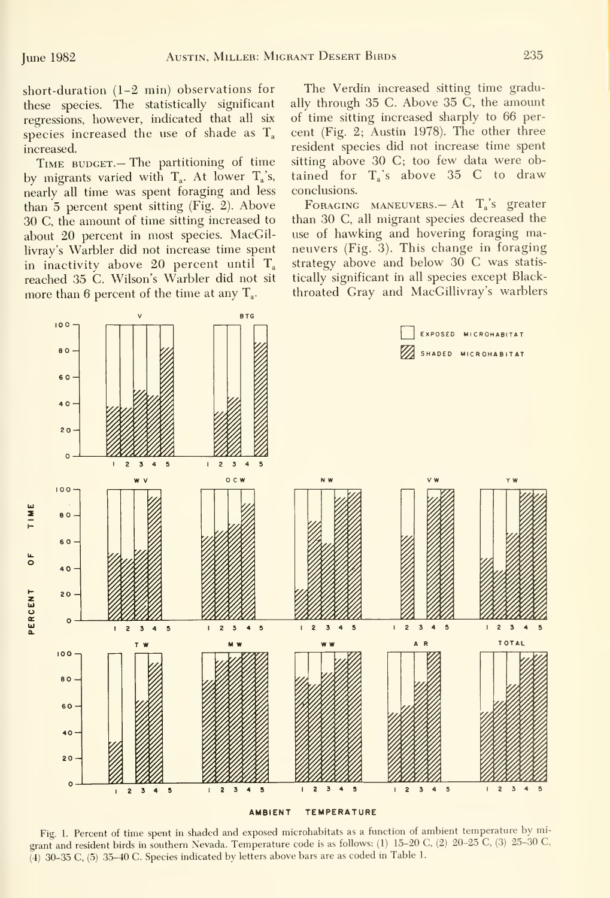short-duration (1–2 min) observations for these species. The statistically significant regressions, however, indicated that all six species increased the use of shade as $T_a$ increased.

TIME BUDGET.— The partitioning of time by migrants varied with $T_a$. At lower $T_a$'s, nearly all time was spent foraging and less than 5 percent spent sitting (Fig. 2). Above 30 C, the amount of time sitting increased to about 20 percent in most species. MacGillivray's Warbler did not increase time spent in inactivity above 20 percent until $T_a$ reached 35 C. Wilson's Warbler did not sit more than 6 percent of the time at any $T_a$.

The Verdin increased sitting time gradually through 35 C. Above 35 C, the amount of time sitting increased sharply to 66 percent (Fig. 2; Austin 1978). The other three resident species did not increase time spent sitting above 30 C; too few data were obtained for $T_a$'s above 35 C to draw conclusions.

FORAGING MANEUVERS.— At $T_a$'s greater than 30 C, all migrant species decreased the use of hawking and hovering foraging maneuvers (Fig. 3). This change in foraging strategy above and below 30 C was statistically significant in all species except Black-throated Gray and MacGillivray's warblers

Fig. 1. Percent of time spent in shaded and exposed microhabitats as a function of ambient temperature by migrant and resident birds in southern Nevada. Temperature code is as follows: (1) 15–20 C, (2) 20–25 C, (3) 25–30 C, (4) 30–35 C, (5) 35–40 C. Species indicated by letters above bars are as coded in Table 1.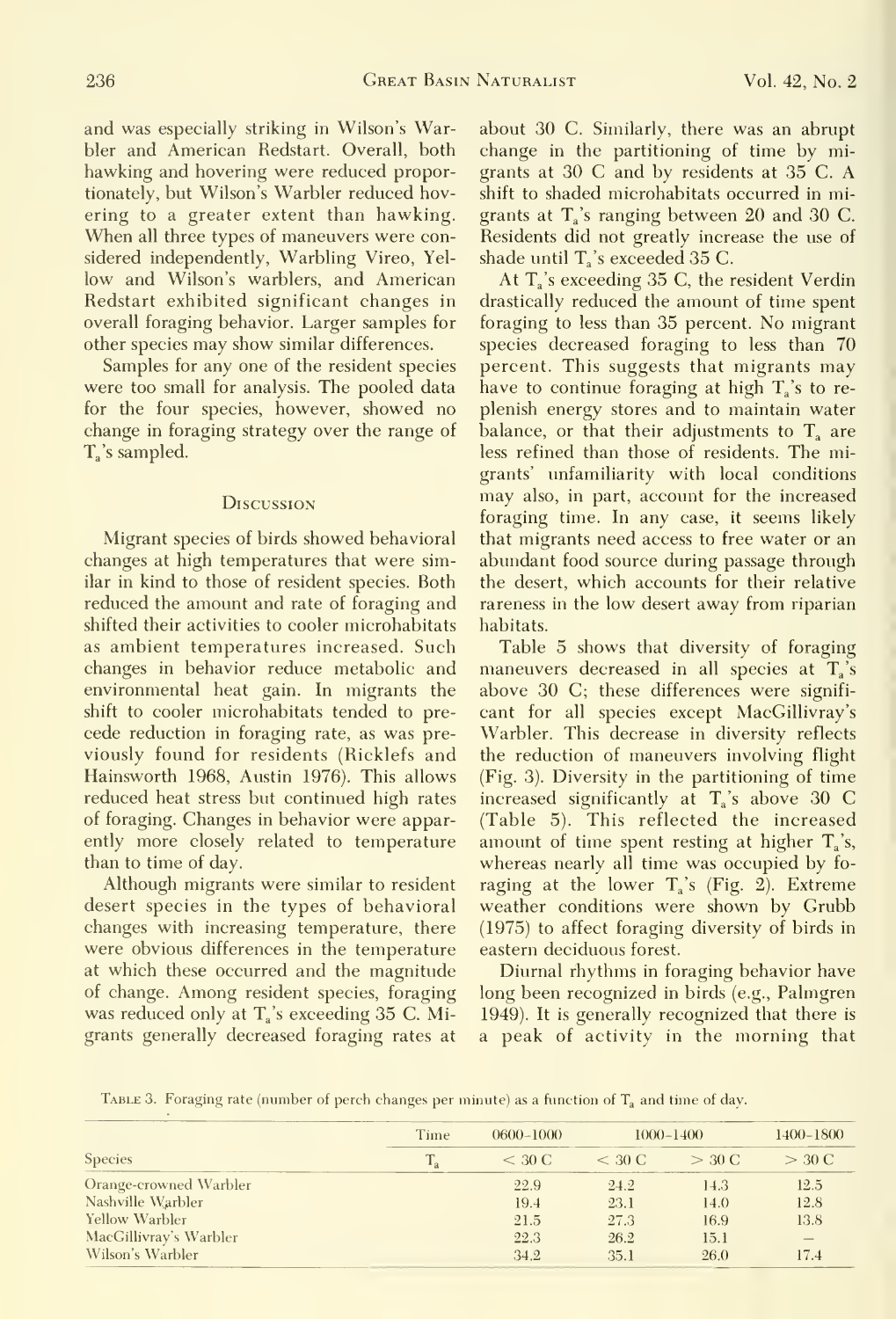and was especially striking in Wilson's Warbler and American Redstart. Overall, both hawking and hovering were reduced proportionately, but Wilson's Warbler reduced hovering to a greater extent than hawking. When all three types of maneuvers were considered independently, Warbling Vireo, Yellow and Wilson's warblers, and American Redstart exhibited significant changes in overall foraging behavior. Larger samples for other species may show similar differences.

Samples for any one of the resident species were too small for analysis. The pooled data for the four species, however, showed no change in foraging strategy over the range of $T_a$'s sampled.

## Discussion

Migrant species of birds showed behavioral changes at high temperatures that were similar in kind to those of resident species. Both reduced the amount and rate of foraging and shifted their activities to cooler microhabitats as ambient temperatures increased. Such changes in behavior reduce metabolic and environmental heat gain. In migrants the shift to cooler microhabitats tended to precede reduction in foraging rate, as was previously found for residents (Ricklefs and Hainsworth 1968, Austin 1976). This allows reduced heat stress but continued high rates of foraging. Changes in behavior were apparently more closely related to temperature than to time of day.

Although migrants were similar to resident desert species in the types of behavioral changes with increasing temperature, there were obvious differences in the temperature at which these occurred and the magnitude of change. Among resident species, foraging was reduced only at $T_a$'s exceeding 35 C. Migrants generally decreased foraging rates at about 30 C. Similarly, there was an abrupt change in the partitioning of time by migrants at 30 C and by residents at 35 C. A shift to shaded microhabitats occurred in migrants at $T_a$'s ranging between 20 and 30 C. Residents did not greatly increase the use of shade until $T_a$'s exceeded 35 C.

At $T_a$'s exceeding 35 C, the resident Verdin drastically reduced the amount of time spent foraging to less than 35 percent. No migrant species decreased foraging to less than 70 percent. This suggests that migrants may have to continue foraging at high $T_a$'s to replenish energy stores and to maintain water balance, or that their adjustments to $T_a$ are less refined than those of residents. The migrants' unfamiliarity with local conditions may also, in part, account for the increased foraging time. In any case, it seems likely that migrants need access to free water or an abundant food source during passage through the desert, which accounts for their relative rareness in the low desert away from riparian habitats.

Table 5 shows that diversity of foraging maneuvers decreased in all species at $T_a$'s above 30 C; these differences were significant for all species except MacGillivray's Warbler. This decrease in diversity reflects the reduction of maneuvers involving flight (Fig. 3). Diversity in the partitioning of time increased significantly at $T_a$'s above 30 C (Table 5). This reflected the increased amount of time spent resting at higher $T_a$'s, whereas nearly all time was occupied by foraging at the lower $T_a$'s (Fig. 2). Extreme weather conditions were shown by Grubb (1975) to affect foraging diversity of birds in eastern deciduous forest.

Diurnal rhythms in foraging behavior have long been recognized in birds (e.g., Palmgren 1949). It is generally recognized that there is a peak of activity in the morning that

Table 3. Foraging rate (number of perch changes per minute) as a function of $T_a$ and time of day.

| Species | Time | 0600–1000 | 1000–1400 | | 1400–1800 |
|---|---|---|---|---|---|
| | $T_a$ | < 30 C | < 30 C | > 30 C | > 30 C |
| Orange-crowned Warbler | | 22.9 | 24.2 | 14.3 | 12.5 |
| Nashville Warbler | | 19.4 | 23.1 | 14.0 | 12.8 |
| Yellow Warbler | | 21.5 | 27.3 | 16.9 | 13.8 |
| MacGillivray's Warbler | | 22.3 | 26.2 | 15.1 | — |
| Wilson's Warbler | | 34.2 | 35.1 | 26.0 | 17.4 |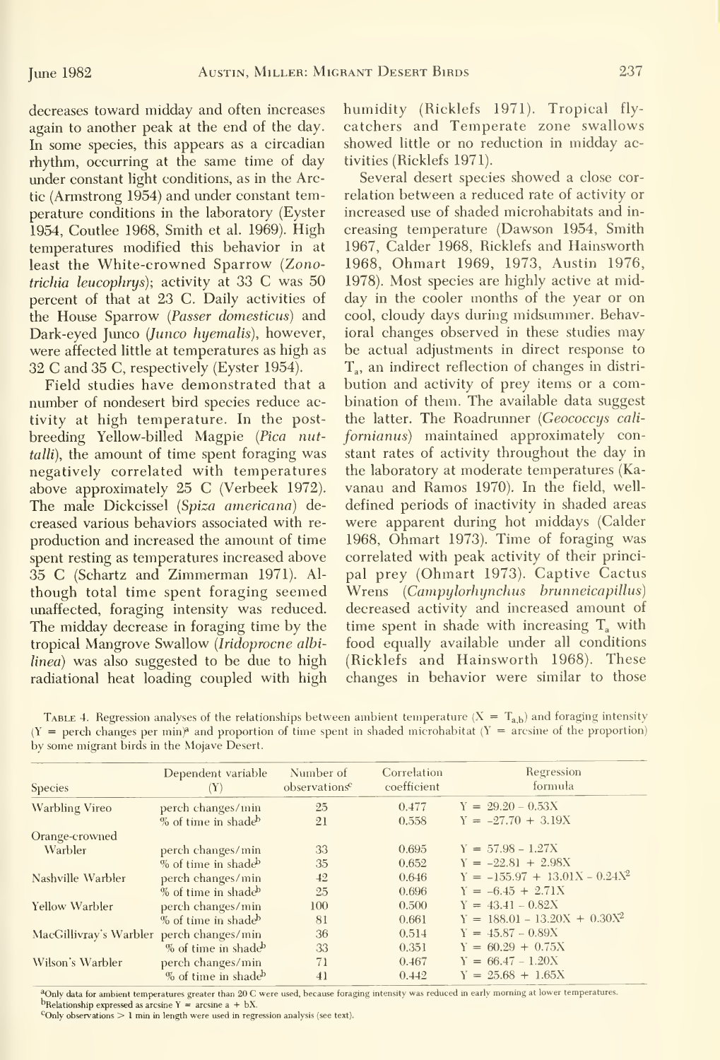decreases toward midday and often increases again to another peak at the end of the day. In some species, this appears as a circadian rhythm, occurring at the same time of day under constant light conditions, as in the Arctic (Armstrong 1954) and under constant temperature conditions in the laboratory (Eyster 1954, Coutlee 1968, Smith et al. 1969). High temperatures modified this behavior in at least the White-crowned Sparrow (*Zonotrichia leucophrys*); activity at 33 C was 50 percent of that at 23 C. Daily activities of the House Sparrow (*Passer domesticus*) and Dark-eyed Junco (*Junco hyemalis*), however, were affected little at temperatures as high as 32 C and 35 C, respectively (Eyster 1954).

Field studies have demonstrated that a number of nondesert bird species reduce activity at high temperature. In the post-breeding Yellow-billed Magpie (*Pica nuttalli*), the amount of time spent foraging was negatively correlated with temperatures above approximately 25 C (Verbeek 1972). The male Dickcissel (*Spiza americana*) decreased various behaviors associated with reproduction and increased the amount of time spent resting as temperatures increased above 35 C (Schartz and Zimmerman 1971). Although total time spent foraging seemed unaffected, foraging intensity was reduced. The midday decrease in foraging time by the tropical Mangrove Swallow (*Iridoprocne albilinea*) was also suggested to be due to high radiational heat loading coupled with high humidity (Ricklefs 1971). Tropical flycatchers and Temperate zone swallows showed little or no reduction in midday activities (Ricklefs 1971).

Several desert species showed a close correlation between a reduced rate of activity or increased use of shaded microhabitats and increasing temperature (Dawson 1954, Smith 1967, Calder 1968, Ricklefs and Hainsworth 1968, Ohmart 1969, 1973, Austin 1976, 1978). Most species are highly active at midday in the cooler months of the year or on cool, cloudy days during midsummer. Behavioral changes observed in these studies may be actual adjustments in direct response to $T_a$, an indirect reflection of changes in distribution and activity of prey items or a combination of them. The available data suggest the latter. The Roadrunner (*Geococcyx californianus*) maintained approximately constant rates of activity throughout the day in the laboratory at moderate temperatures (Kavanau and Ramos 1970). In the field, well-defined periods of inactivity in shaded areas were apparent during hot middays (Calder 1968, Ohmart 1973). Time of foraging was correlated with peak activity of their principal prey (Ohmart 1973). Captive Cactus Wrens (*Campylorhynchus brunneicapillus*) decreased activity and increased amount of time spent in shade with increasing $T_a$ with food equally available under all conditions (Ricklefs and Hainsworth 1968). These changes in behavior were similar to those

Table 4. Regression analyses of the relationships between ambient temperature ($X = T_{a,b}$) and foraging intensity ($Y$ = perch changes per min)[a] and proportion of time spent in shaded microhabitat ($Y$ = arcsine of the proportion) by some migrant birds in the Mojave Desert.

| Species | Dependent variable (Y) | Number of observations[c] | Correlation coefficient | Regression formula |
|---|---|---|---|---|
| Warbling Vireo | perch changes/min | 25 | 0.477 | $Y = 29.20 - 0.53X$ |
| | % of time in shade[b] | 21 | 0.558 | $Y = -27.70 + 3.19X$ |
| Orange-crowned Warbler | perch changes/min | 33 | 0.695 | $Y = 57.98 - 1.27X$ |
| | % of time in shade[b] | 35 | 0.652 | $Y = -22.81 + 2.98X$ |
| Nashville Warbler | perch changes/min | 42 | 0.646 | $Y = -155.97 + 13.01X - 0.24X^2$ |
| | % of time in shade[b] | 25 | 0.696 | $Y = -6.45 + 2.71X$ |
| Yellow Warbler | perch changes/min | 100 | 0.500 | $Y = 43.41 - 0.82X$ |
| | % of time in shade[b] | 81 | 0.661 | $Y = 188.01 - 13.20X + 0.30X^2$ |
| MacGillivray's Warbler | perch changes/min | 36 | 0.514 | $Y = 45.87 - 0.89X$ |
| | % of time in shade[b] | 33 | 0.351 | $Y = 60.29 + 0.75X$ |
| Wilson's Warbler | perch changes/min | 71 | 0.467 | $Y = 66.47 - 1.20X$ |
| | % of time in shade[b] | 41 | 0.442 | $Y = 25.68 + 1.65X$ |

[a]Only data for ambient temperatures greater than 20 C were used, because foraging intensity was reduced in early morning at lower temperatures.
[b]Relationship expressed as arcsine Y = arcsine a + bX.
[c]Only observations > 1 min in length were used in regression analysis (see text).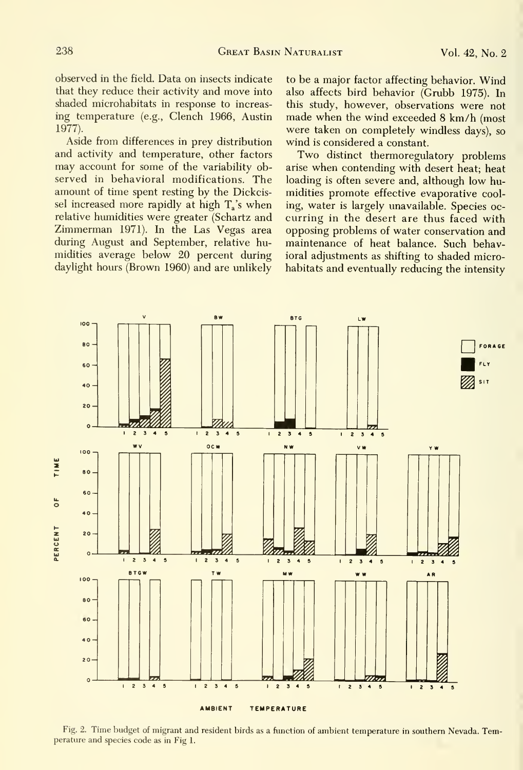observed in the field. Data on insects indicate that they reduce their activity and move into shaded microhabitats in response to increasing temperature (e.g., Clench 1966, Austin 1977).

Aside from differences in prey distribution and activity and temperature, other factors may account for some of the variability observed in behavioral modifications. The amount of time spent resting by the Dickcissel increased more rapidly at high $T_a$'s when relative humidities were greater (Schartz and Zimmerman 1971). In the Las Vegas area during August and September, relative humidities average below 20 percent during daylight hours (Brown 1960) and are unlikely to be a major factor affecting behavior. Wind also affects bird behavior (Grubb 1975). In this study, however, observations were not made when the wind exceeded 8 km/h (most were taken on completely windless days), so wind is considered a constant.

Two distinct thermoregulatory problems arise when contending with desert heat; heat loading is often severe and, although low humidities promote effective evaporative cooling, water is largely unavailable. Species occurring in the desert are thus faced with opposing problems of water conservation and maintenance of heat balance. Such behavioral adjustments as shifting to shaded microhabitats and eventually reducing the intensity

Fig. 2. Time budget of migrant and resident birds as a function of ambient temperature in southern Nevada. Temperature and species code as in Fig 1.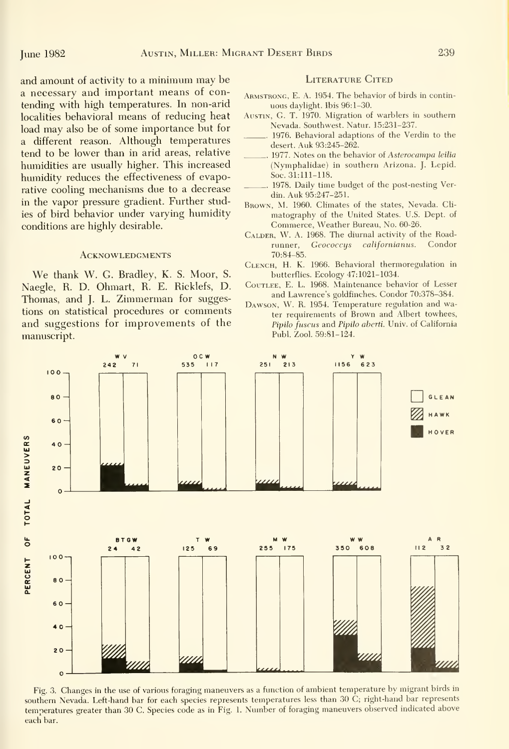and amount of activity to a minimum may be a necessary and important means of contending with high temperatures. In non-arid localities behavioral means of reducing heat load may also be of some importance but for a different reason. Although temperatures tend to be lower than in arid areas, relative humidities are usually higher. This increased humidity reduces the effectiveness of evaporative cooling mechanisms due to a decrease in the vapor pressure gradient. Further studies of bird behavior under varying humidity conditions are highly desirable.

## Acknowledgments

We thank W. G. Bradley, K. S. Moor, S. Naegle, R. D. Ohmart, R. E. Ricklefs, D. Thomas, and J. L. Zimmerman for suggestions on statistical procedures or comments and suggestions for improvements of the manuscript.

## Literature Cited

Armstrong, E. A. 1954. The behavior of birds in continuous daylight. Ibis 96:1–30.

Austin, G. T. 1970. Migration of warblers in southern Nevada. Southwest. Natur. 15:231–237.

______. 1976. Behavioral adaptions of the Verdin to the desert. Auk 93:245–262.

______. 1977. Notes on the behavior of *Asterocampa leilia* (Nymphalidae) in southern Arizona. J. Lepid. Soc. 31:111–118.

______. 1978. Daily time budget of the post-nesting Verdin. Auk 95:247–251.

Brown, M. 1960. Climates of the states, Nevada. Climatography of the United States. U.S. Dept. of Commerce, Weather Bureau, No. 60-26.

Calder, W. A. 1968. The diurnal activity of the Roadrunner, *Geococcys californianus*. Condor 70:84–85.

Clench, H. K. 1966. Behavioral thermoregulation in butterflies. Ecology 47:1021–1034.

Coutlee, E. L. 1968. Maintenance behavior of Lesser and Lawrence's goldfinches. Condor 70:378–384.

Dawson, W. R. 1954. Temperature regulation and water requirements of Brown and Albert towhees, *Pipilo fuscus* and *Pipilo aberti*. Univ. of California Publ. Zool. 59:81–124.

Fig. 3. Changes in the use of various foraging maneuvers as a function of ambient temperature by migrant birds in southern Nevada. Left-hand bar for each species represents temperatures less than 30 C; right-hand bar represents temperatures greater than 30 C. Species code as in Fig. 1. Number of foraging maneuvers observed indicated above each bar.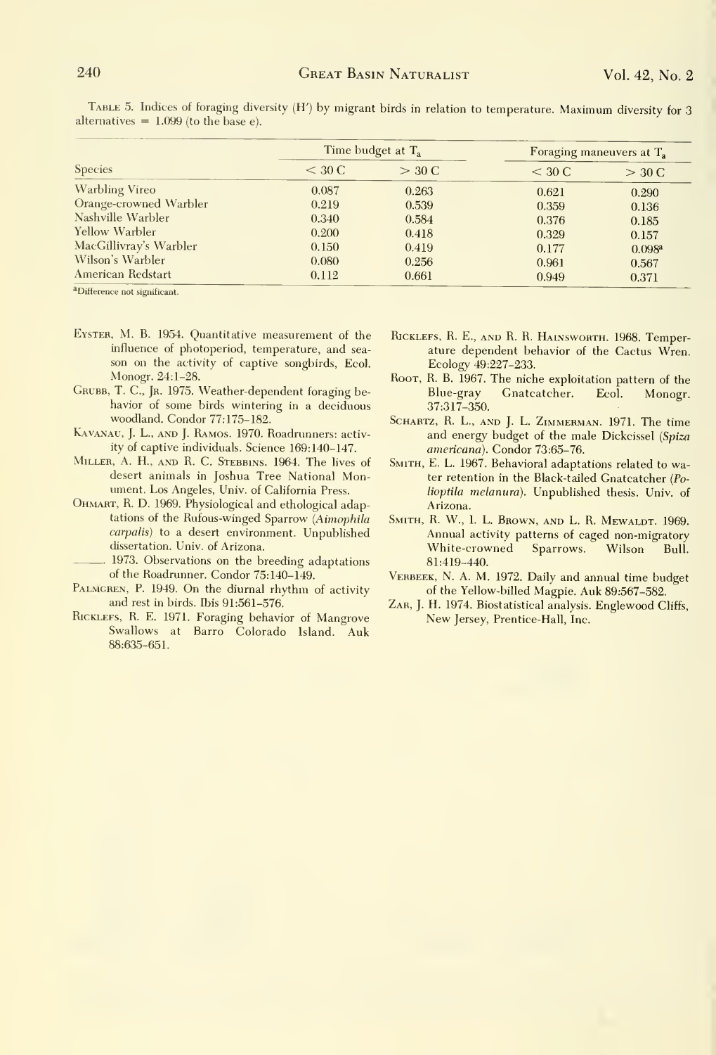TABLE 5. Indices of foraging diversity (H′) by migrant birds in relation to temperature. Maximum diversity for 3 alternatives = 1.099 (to the base e).

| Species | Time budget at $T_a$ | | Foraging maneuvers at $T_a$ | |
|---|---|---|---|---|
| | < 30 C | > 30 C | < 30 C | > 30 C |
| Warbling Vireo | 0.087 | 0.263 | 0.621 | 0.290 |
| Orange-crowned Warbler | 0.219 | 0.539 | 0.359 | 0.136 |
| Nashville Warbler | 0.340 | 0.584 | 0.376 | 0.185 |
| Yellow Warbler | 0.200 | 0.418 | 0.329 | 0.157 |
| MacGillivray's Warbler | 0.150 | 0.419 | 0.177 | 0.098[a] |
| Wilson's Warbler | 0.080 | 0.256 | 0.961 | 0.567 |
| American Redstart | 0.112 | 0.661 | 0.949 | 0.371 |

[a]Difference not significant.

EYSTER, M. B. 1954. Quantitative measurement of the influence of photoperiod, temperature, and season on the activity of captive songbirds. Ecol. Monogr. 24:1–28.

GRUBB, T. C., JR. 1975. Weather-dependent foraging behavior of some birds wintering in a deciduous woodland. Condor 77:175–182.

KAVANAU, J. L., AND J. RAMOS. 1970. Roadrunners: activity of captive individuals. Science 169:140–147.

MILLER, A. H., AND R. C. STEBBINS. 1964. The lives of desert animals in Joshua Tree National Monument. Los Angeles, Univ. of California Press.

OHMART, R. D. 1969. Physiological and ethological adaptations of the Rufous-winged Sparrow (*Aimophila carpalis*) to a desert environment. Unpublished dissertation. Univ. of Arizona.

———. 1973. Observations on the breeding adaptations of the Roadrunner. Condor 75:140–149.

PALMGREN, P. 1949. On the diurnal rhythm of activity and rest in birds. Ibis 91:561–576.

RICKLEFS, R. E. 1971. Foraging behavior of Mangrove Swallows at Barro Colorado Island. Auk 88:635–651.

RICKLEFS, R. E., AND R. R. HAINSWORTH. 1968. Temperature dependent behavior of the Cactus Wren. Ecology 49:227–233.

ROOT, R. B. 1967. The niche exploitation pattern of the Blue-gray Gnatcatcher. Ecol. Monogr. 37:317–350.

SCHARTZ, R. L., AND J. L. ZIMMERMAN. 1971. The time and energy budget of the male Dickcissel (*Spiza americana*). Condor 73:65–76.

SMITH, E. L. 1967. Behavioral adaptations related to water retention in the Black-tailed Gnatcatcher (*Polioptila melanura*). Unpublished thesis. Univ. of Arizona.

SMITH, R. W., I. L. BROWN, AND L. R. MEWALDT. 1969. Annual activity patterns of caged non-migratory White-crowned Sparrows. Wilson Bull. 81:419–440.

VERBEEK, N. A. M. 1972. Daily and annual time budget of the Yellow-billed Magpie. Auk 89:567–582.

ZAR, J. H. 1974. Biostatistical analysis. Englewood Cliffs, New Jersey, Prentice-Hall, Inc.